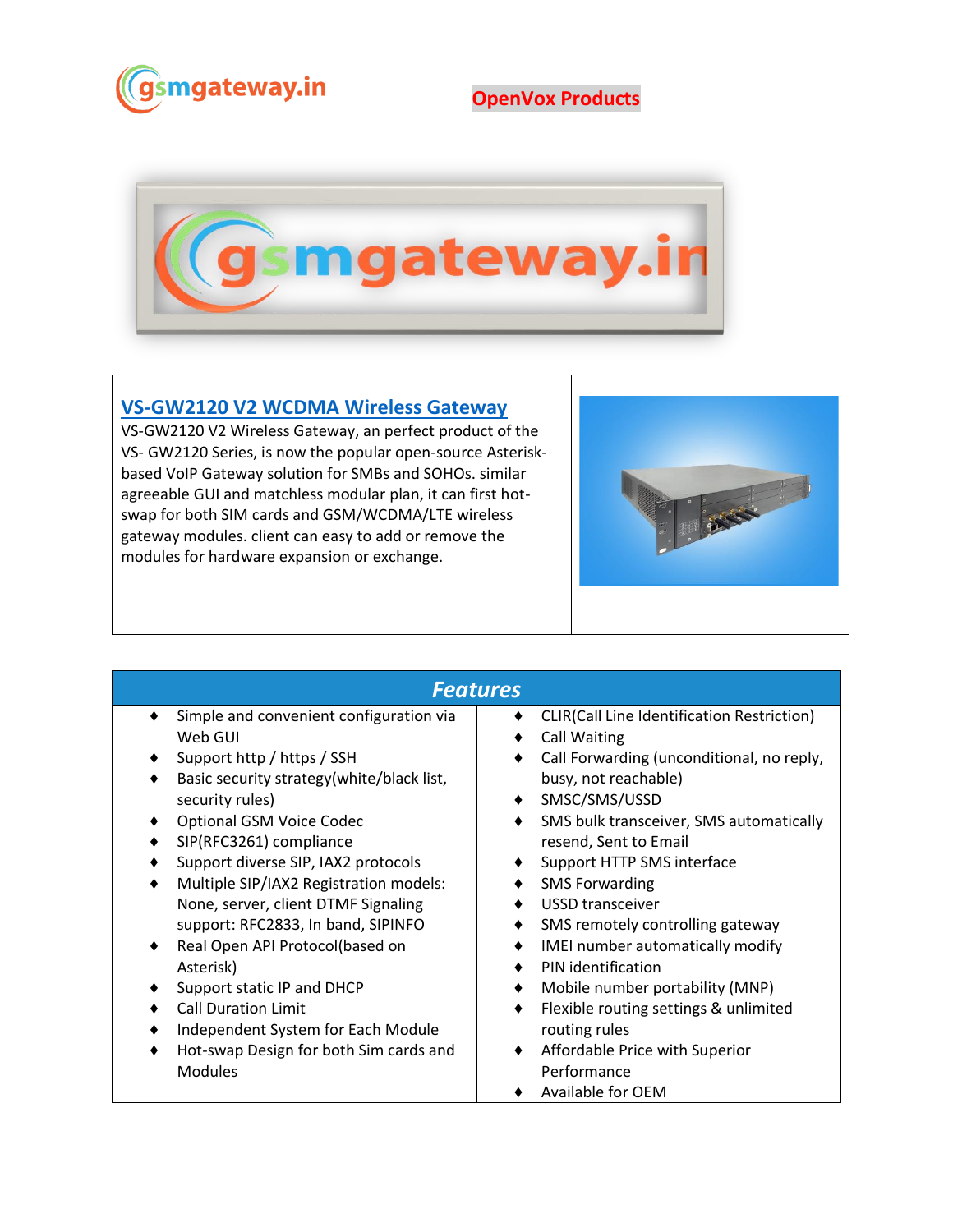gsmgateway.in

OpenVox Products

## VS-GW2120 V2 WCDMA Wireless Gateway

VS-GW2120 V2 Wireless Gateway, an perfect product of the VS- GW2120 Series, is now the popular open-source Asterisk-based VoIP Gateway solution for SMBs and SOHOs. similar agreeable GUI and matchless modular plan, it can first hot-swap for both SIM cards and GSM/WCDMA/LTE wireless gateway modules. client can easy to add or remove the modules for hardware expansion or exchange.

## *Features*

- Simple and convenient configuration via Web GUI
- Support http / https / SSH
- Basic security strategy(white/black list, security rules)
- Optional GSM Voice Codec
- SIP(RFC3261) compliance
- Support diverse SIP, IAX2 protocols
- Multiple SIP/IAX2 Registration models: None, server, client DTMF Signaling support: RFC2833, In band, SIPINFO
- Real Open API Protocol(based on Asterisk)
- Support static IP and DHCP
- Call Duration Limit
- Independent System for Each Module
- Hot-swap Design for both Sim cards and Modules
- CLIR(Call Line Identification Restriction)
- Call Waiting
- Call Forwarding (unconditional, no reply, busy, not reachable)
- SMSC/SMS/USSD
- SMS bulk transceiver, SMS automatically resend, Sent to Email
- Support HTTP SMS interface
- SMS Forwarding
- USSD transceiver
- SMS remotely controlling gateway
- IMEI number automatically modify
- PIN identification
- Mobile number portability (MNP)
- Flexible routing settings & unlimited routing rules
- Affordable Price with Superior Performance
- Available for OEM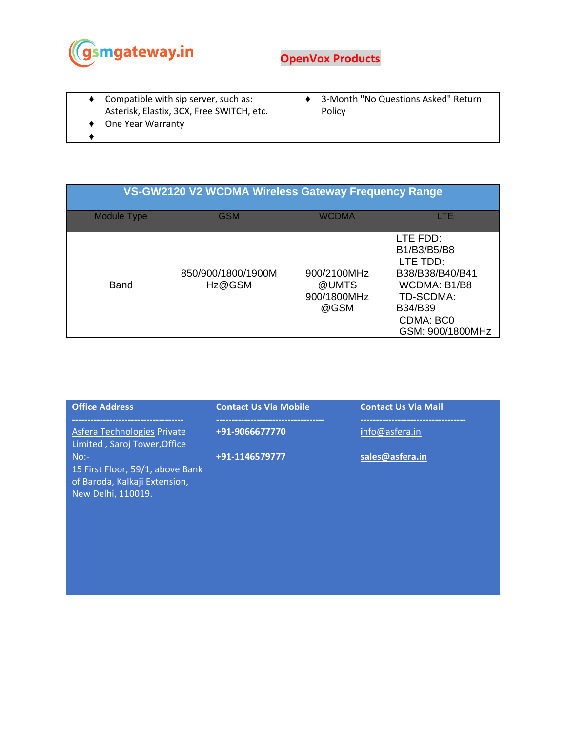gsmgateway.in

OpenVox Products

| | |
|---|---|
| ♦ Compatible with sip server, such as: Asterisk, Elastix, 3CX, Free SWITCH, etc.<br>♦ One Year Warranty<br>♦ | ♦ 3-Month "No Questions Asked" Return Policy |

| VS-GW2120 V2 WCDMA Wireless Gateway Frequency Range | | | |
|---|---|---|---|
| Module Type | GSM | WCDMA | LTE |
| Band | 850/900/1800/1900MHz@GSM | 900/2100MHz @UMTS 900/1800MHz @GSM | LTE FDD: B1/B3/B5/B8 LTE TDD: B38/B38/B40/B41 WCDMA: B1/B8 TD-SCDMA: B34/B39 CDMA: BC0 GSM: 900/1800MHz |

| Office Address | Contact Us Via Mobile | Contact Us Via Mail |
|---|---|---|
| Asfera Technologies Private Limited , Saroj Tower,Office No:- 15 First Floor, 59/1, above Bank of Baroda, Kalkaji Extension, New Delhi, 110019. | **+91-9066677770**<br>**+91-1146579777** | info@asfera.in<br>**sales@asfera.in** |